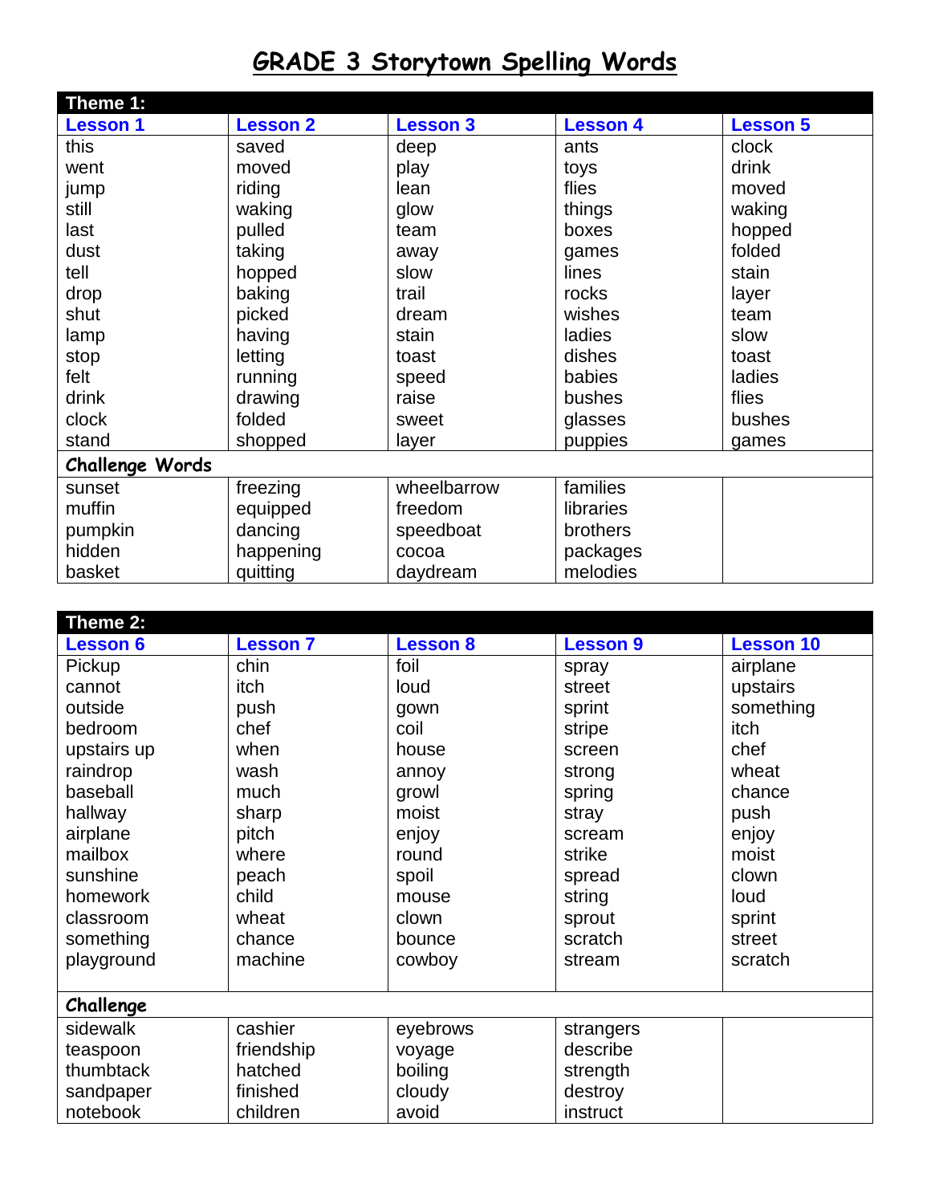# GRADE 3 Storytown Spelling Words

| Theme 1: | | | | |
|---|---|---|---|---|
| **Lesson 1** | **Lesson 2** | **Lesson 3** | **Lesson 4** | **Lesson 5** |
| this | saved | deep | ants | clock |
| went | moved | play | toys | drink |
| jump | riding | lean | flies | moved |
| still | waking | glow | things | waking |
| last | pulled | team | boxes | hopped |
| dust | taking | away | games | folded |
| tell | hopped | slow | lines | stain |
| drop | baking | trail | rocks | layer |
| shut | picked | dream | wishes | team |
| lamp | having | stain | ladies | slow |
| stop | letting | toast | dishes | toast |
| felt | running | speed | babies | ladies |
| drink | drawing | raise | bushes | flies |
| clock | folded | sweet | glasses | bushes |
| stand | shopped | layer | puppies | games |
| **Challenge Words** | | | | |
| sunset | freezing | wheelbarrow | families | |
| muffin | equipped | freedom | libraries | |
| pumpkin | dancing | speedboat | brothers | |
| hidden | happening | cocoa | packages | |
| basket | quitting | daydream | melodies | |

| Theme 2: | | | | |
|---|---|---|---|---|
| **Lesson 6** | **Lesson 7** | **Lesson 8** | **Lesson 9** | **Lesson 10** |
| Pickup | chin | foil | spray | airplane |
| cannot | itch | loud | street | upstairs |
| outside | push | gown | sprint | something |
| bedroom | chef | coil | stripe | itch |
| upstairs up | when | house | screen | chef |
| raindrop | wash | annoy | strong | wheat |
| baseball | much | growl | spring | chance |
| hallway | sharp | moist | stray | push |
| airplane | pitch | enjoy | scream | enjoy |
| mailbox | where | round | strike | moist |
| sunshine | peach | spoil | spread | clown |
| homework | child | mouse | string | loud |
| classroom | wheat | clown | sprout | sprint |
| something | chance | bounce | scratch | street |
| playground | machine | cowboy | stream | scratch |
| **Challenge** | | | | |
| sidewalk | cashier | eyebrows | strangers | |
| teaspoon | friendship | voyage | describe | |
| thumbtack | hatched | boiling | strength | |
| sandpaper | finished | cloudy | destroy | |
| notebook | children | avoid | instruct | |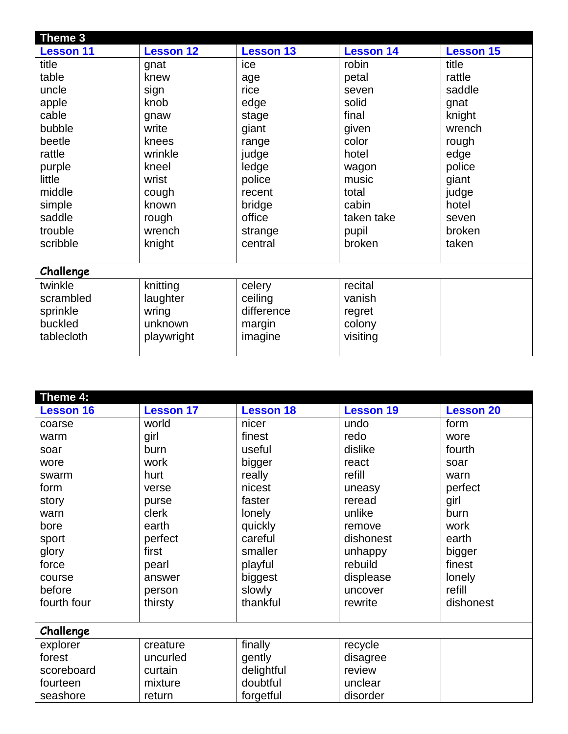## Theme 3

| Lesson 11 | Lesson 12 | Lesson 13 | Lesson 14 | Lesson 15 |
|---|---|---|---|---|
| title | gnat | ice | robin | title |
| table | knew | age | petal | rattle |
| uncle | sign | rice | seven | saddle |
| apple | knob | edge | solid | gnat |
| cable | gnaw | stage | final | knight |
| bubble | write | giant | given | wrench |
| beetle | knees | range | color | rough |
| rattle | wrinkle | judge | hotel | edge |
| purple | kneel | ledge | wagon | police |
| little | wrist | police | music | giant |
| middle | cough | recent | total | judge |
| simple | known | bridge | cabin | hotel |
| saddle | rough | office | taken take | seven |
| trouble | wrench | strange | pupil | broken |
| scribble | knight | central | broken | taken |
| **Challenge** | | | | |
| twinkle | knitting | celery | recital | |
| scrambled | laughter | ceiling | vanish | |
| sprinkle | wring | difference | regret | |
| buckled | unknown | margin | colony | |
| tablecloth | playwright | imagine | visiting | |

## Theme 4:

| Lesson 16 | Lesson 17 | Lesson 18 | Lesson 19 | Lesson 20 |
|---|---|---|---|---|
| coarse | world | nicer | undo | form |
| warm | girl | finest | redo | wore |
| soar | burn | useful | dislike | fourth |
| wore | work | bigger | react | soar |
| swarm | hurt | really | refill | warn |
| form | verse | nicest | uneasy | perfect |
| story | purse | faster | reread | girl |
| warn | clerk | lonely | unlike | burn |
| bore | earth | quickly | remove | work |
| sport | perfect | careful | dishonest | earth |
| glory | first | smaller | unhappy | bigger |
| force | pearl | playful | rebuild | finest |
| course | answer | biggest | displease | lonely |
| before | person | slowly | uncover | refill |
| fourth four | thirsty | thankful | rewrite | dishonest |
| **Challenge** | | | | |
| explorer | creature | finally | recycle | |
| forest | uncurled | gently | disagree | |
| scoreboard | curtain | delightful | review | |
| fourteen | mixture | doubtful | unclear | |
| seashore | return | forgetful | disorder | |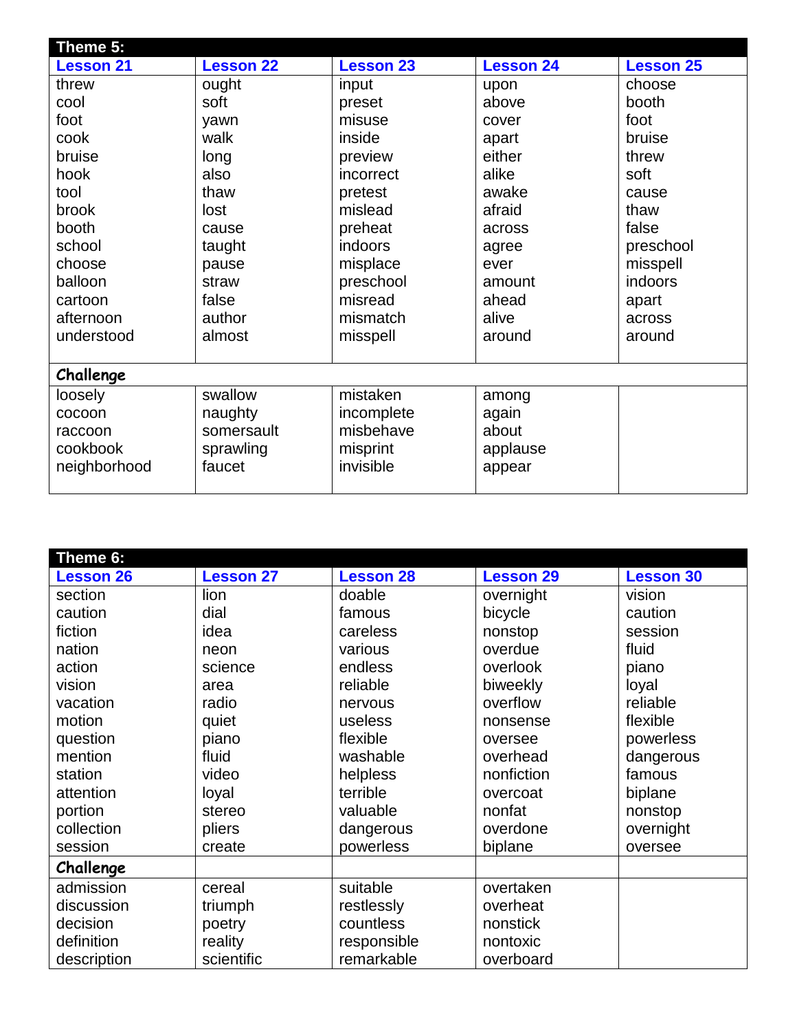| Theme 5: | | | | |
|---|---|---|---|---|
| **Lesson 21** | **Lesson 22** | **Lesson 23** | **Lesson 24** | **Lesson 25** |
| threw | ought | input | upon | choose |
| cool | soft | preset | above | booth |
| foot | yawn | misuse | cover | foot |
| cook | walk | inside | apart | bruise |
| bruise | long | preview | either | threw |
| hook | also | incorrect | alike | soft |
| tool | thaw | pretest | awake | cause |
| brook | lost | mislead | afraid | thaw |
| booth | cause | preheat | across | false |
| school | taught | indoors | agree | preschool |
| choose | pause | misplace | ever | misspell |
| balloon | straw | preschool | amount | indoors |
| cartoon | false | misread | ahead | apart |
| afternoon | author | mismatch | alive | across |
| understood | almost | misspell | around | around |
| **Challenge** | | | | |
| loosely | swallow | mistaken | among | |
| cocoon | naughty | incomplete | again | |
| raccoon | somersault | misbehave | about | |
| cookbook | sprawling | misprint | applause | |
| neighborhood | faucet | invisible | appear | |

| Theme 6: | | | | |
|---|---|---|---|---|
| **Lesson 26** | **Lesson 27** | **Lesson 28** | **Lesson 29** | **Lesson 30** |
| section | lion | doable | overnight | vision |
| caution | dial | famous | bicycle | caution |
| fiction | idea | careless | nonstop | session |
| nation | neon | various | overdue | fluid |
| action | science | endless | overlook | piano |
| vision | area | reliable | biweekly | loyal |
| vacation | radio | nervous | overflow | reliable |
| motion | quiet | useless | nonsense | flexible |
| question | piano | flexible | oversee | powerless |
| mention | fluid | washable | overhead | dangerous |
| station | video | helpless | nonfiction | famous |
| attention | loyal | terrible | overcoat | biplane |
| portion | stereo | valuable | nonfat | nonstop |
| collection | pliers | dangerous | overdone | overnight |
| session | create | powerless | biplane | oversee |
| **Challenge** | | | | |
| admission | cereal | suitable | overtaken | |
| discussion | triumph | restlessly | overheat | |
| decision | poetry | countless | nonstick | |
| definition | reality | responsible | nontoxic | |
| description | scientific | remarkable | overboard | |